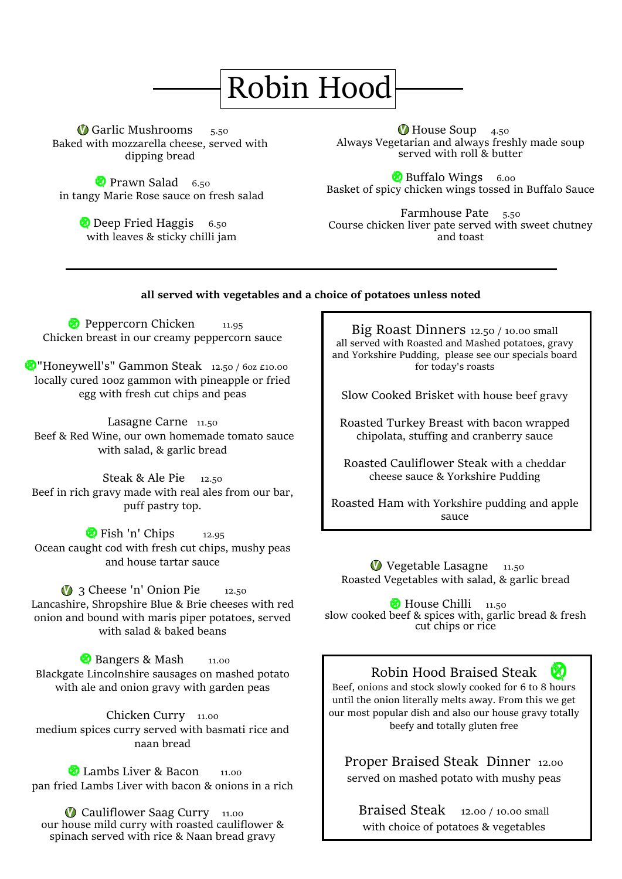# Robin Hood

**Garlic Mushrooms** 5.50
Baked with mozzarella cheese, served with dipping bread

**Prawn Salad** 6.50
in tangy Marie Rose sauce on fresh salad

**Deep Fried Haggis** 6.50
with leaves & sticky chilli jam

**House Soup** 4.50
Always Vegetarian and always freshly made soup served with roll & butter

**Buffalo Wings** 6.00
Basket of spicy chicken wings tossed in Buffalo Sauce

**Farmhouse Pate** 5.50
Course chicken liver pate served with sweet chutney and toast

---

**all served with vegetables and a choice of potatoes unless noted**

**Peppercorn Chicken** 11.95
Chicken breast in our creamy peppercorn sauce

**"Honeywell's" Gammon Steak** 12.50 / 6oz £10.00
locally cured 10oz gammon with pineapple or fried egg with fresh cut chips and peas

**Lasagne Carne** 11.50
Beef & Red Wine, our own homemade tomato sauce with salad, & garlic bread

**Steak & Ale Pie** 12.50
Beef in rich gravy made with real ales from our bar, puff pastry top.

**Fish 'n' Chips** 12.95
Ocean caught cod with fresh cut chips, mushy peas and house tartar sauce

**3 Cheese 'n' Onion Pie** 12.50
Lancashire, Shropshire Blue & Brie cheeses with red onion and bound with maris piper potatoes, served with salad & baked beans

**Bangers & Mash** 11.00
Blackgate Lincolnshire sausages on mashed potato with ale and onion gravy with garden peas

**Chicken Curry** 11.00
medium spices curry served with basmati rice and naan bread

**Lambs Liver & Bacon** 11.00
pan fried Lambs Liver with bacon & onions in a rich

**Cauliflower Saag Curry** 11.00
our house mild curry with roasted cauliflower & spinach served with rice & Naan bread gravy

## Big Roast Dinners 12.50 / 10.00 small

all served with Roasted and Mashed potatoes, gravy and Yorkshire Pudding, please see our specials board for today's roasts

Slow Cooked Brisket with house beef gravy

Roasted Turkey Breast with bacon wrapped chipolata, stuffing and cranberry sauce

Roasted Cauliflower Steak with a cheddar cheese sauce & Yorkshire Pudding

Roasted Ham with Yorkshire pudding and apple sauce

**Vegetable Lasagne** 11.50
Roasted Vegetables with salad, & garlic bread

**House Chilli** 11.50
slow cooked beef & spices with, garlic bread & fresh cut chips or rice

## Robin Hood Braised Steak

Beef, onions and stock slowly cooked for 6 to 8 hours until the onion literally melts away. From this we get our most popular dish and also our house gravy totally beefy and totally gluten free

**Proper Braised Steak Dinner** 12.00
served on mashed potato with mushy peas

**Braised Steak** 12.00 / 10.00 small
with choice of potatoes & vegetables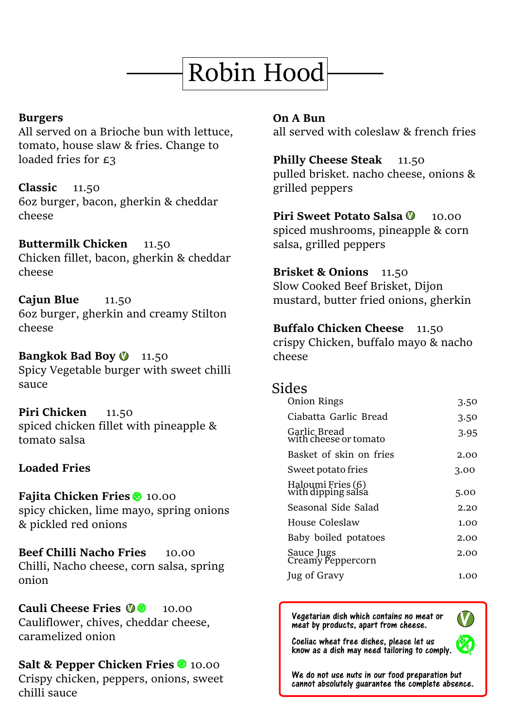# Robin Hood

## Burgers

All served on a Brioche bun with lettuce, tomato, house slaw & fries. Change to loaded fries for £3

**Classic** 11.50
6oz burger, bacon, gherkin & cheddar cheese

**Buttermilk Chicken** 11.50
Chicken fillet, bacon, gherkin & cheddar cheese

**Cajun Blue** 11.50
6oz burger, gherkin and creamy Stilton cheese

**Bangkok Bad Boy** (V) 11.50
Spicy Vegetable burger with sweet chilli sauce

**Piri Chicken** 11.50
spiced chicken fillet with pineapple & tomato salsa

## Loaded Fries

**Fajita Chicken Fries** (GF) 10.00
spicy chicken, lime mayo, spring onions & pickled red onions

**Beef Chilli Nacho Fries** 10.00
Chilli, Nacho cheese, corn salsa, spring onion

**Cauli Cheese Fries** (V) (GF) 10.00
Cauliflower, chives, cheddar cheese, caramelized onion

**Salt & Pepper Chicken Fries** (GF) 10.00
Crispy chicken, peppers, onions, sweet chilli sauce

## On A Bun

all served with coleslaw & french fries

**Philly Cheese Steak** 11.50
pulled brisket. nacho cheese, onions & grilled peppers

**Piri Sweet Potato Salsa** (V) 10.00
spiced mushrooms, pineapple & corn salsa, grilled peppers

**Brisket & Onions** 11.50
Slow Cooked Beef Brisket, Dijon mustard, butter fried onions, gherkin

**Buffalo Chicken Cheese** 11.50
crispy Chicken, buffalo mayo & nacho cheese

## Sides

| Item | Price |
|---|---|
| Onion Rings | 3.50 |
| Ciabatta Garlic Bread | 3.50 |
| Garlic Bread with cheese or tomato | 3.95 |
| Basket of skin on fries | 2.00 |
| Sweet potato fries | 3.00 |
| Haloumi Fries (6) with dipping salsa | 5.00 |
| Seasonal Side Salad | 2.20 |
| House Coleslaw | 1.00 |
| Baby boiled potatoes | 2.00 |
| Sauce Jugs Creamy Peppercorn | 2.00 |
| Jug of Gravy | 1.00 |

(V) Vegetarian dish which contains no meat or meat by products, apart from cheese.

(GF) Coeliac wheat free dishes, please let us know as a dish may need tailoring to comply.

We do not use nuts in our food preparation but cannot absolutely guarantee the complete absence.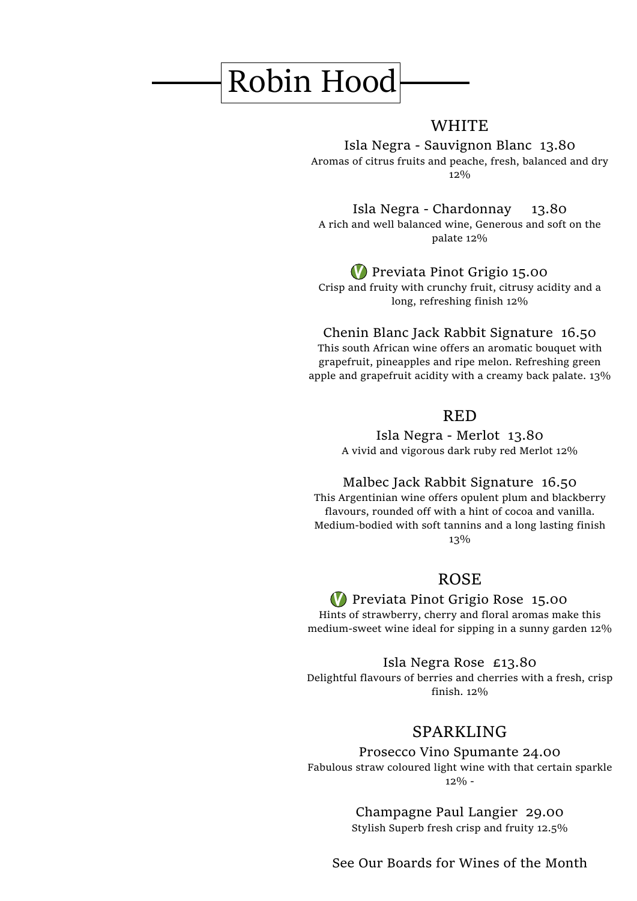# Robin Hood

## WHITE

Isla Negra - Sauvignon Blanc 13.80

Aromas of citrus fruits and peache, fresh, balanced and dry 12%

Isla Negra - Chardonnay 13.80

A rich and well balanced wine, Generous and soft on the palate 12%

(V) Previata Pinot Grigio 15.00

Crisp and fruity with crunchy fruit, citrusy acidity and a long, refreshing finish 12%

Chenin Blanc Jack Rabbit Signature 16.50

This south African wine offers an aromatic bouquet with grapefruit, pineapples and ripe melon. Refreshing green apple and grapefruit acidity with a creamy back palate. 13%

## RED

Isla Negra - Merlot 13.80

A vivid and vigorous dark ruby red Merlot 12%

Malbec Jack Rabbit Signature 16.50

This Argentinian wine offers opulent plum and blackberry flavours, rounded off with a hint of cocoa and vanilla. Medium-bodied with soft tannins and a long lasting finish 13%

## ROSE

(V) Previata Pinot Grigio Rose 15.00

Hints of strawberry, cherry and floral aromas make this medium-sweet wine ideal for sipping in a sunny garden 12%

Isla Negra Rose £13.80

Delightful flavours of berries and cherries with a fresh, crisp finish. 12%

## SPARKLING

Prosecco Vino Spumante 24.00

Fabulous straw coloured light wine with that certain sparkle 12% -

Champagne Paul Langier 29.00

Stylish Superb fresh crisp and fruity 12.5%

See Our Boards for Wines of the Month